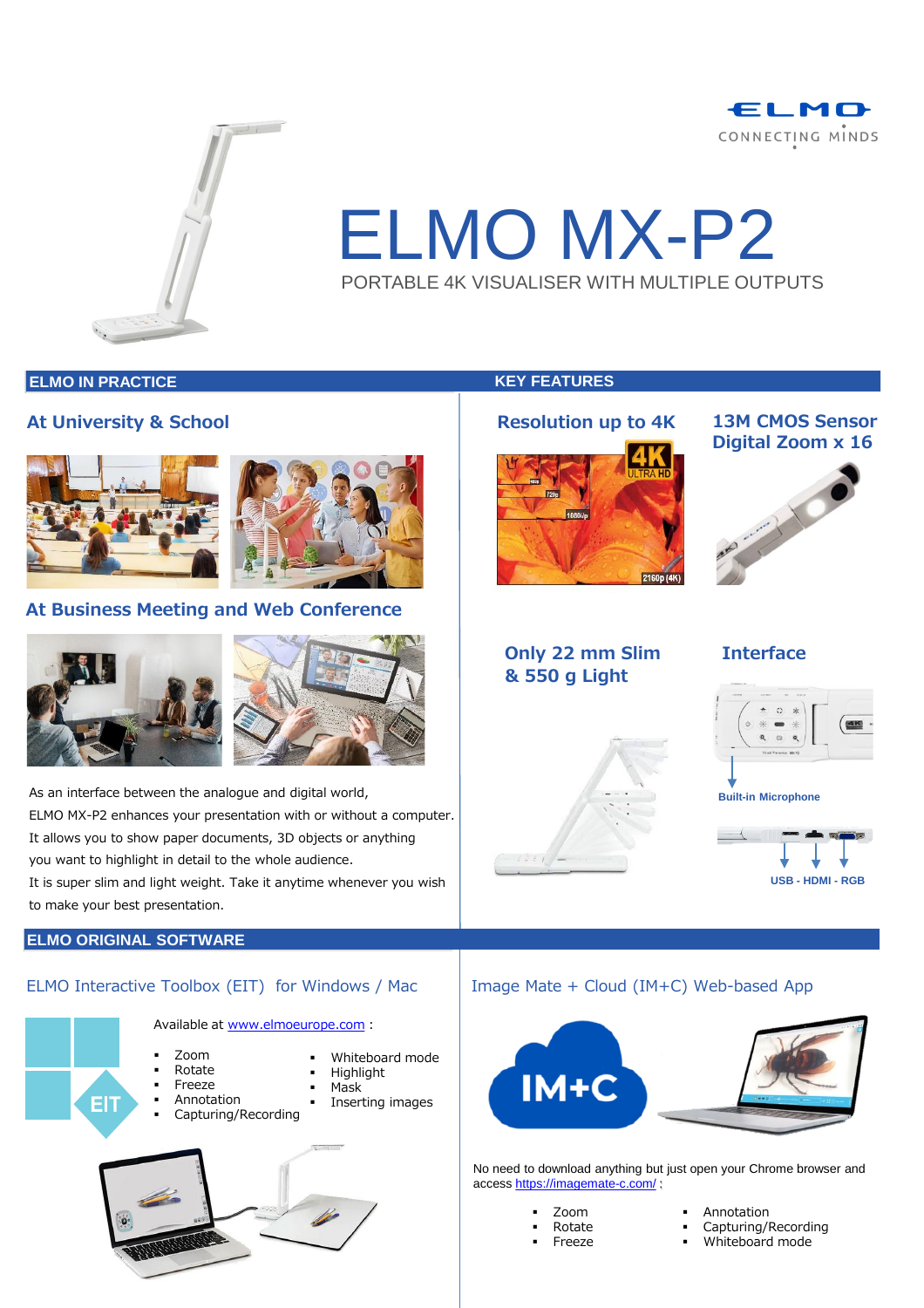ELMO

CONNECTING MINDS

# ELMO MX-P2

PORTABLE 4K VISUALISER WITH MULTIPLE OUTPUTS

## ELMO IN PRACTICE

### At University & School

### At Business Meeting and Web Conference

As an interface between the analogue and digital world,
ELMO MX-P2 enhances your presentation with or without a computer.
It allows you to show paper documents, 3D objects or anything
you want to highlight in detail to the whole audience.
It is super slim and light weight. Take it anytime whenever you wish
to make your best presentation.

## KEY FEATURES

### Resolution up to 4K

### 13M CMOS Sensor Digital Zoom x 16

### Only 22 mm Slim & 550 g Light

### Interface

Built-in Microphone

USB - HDMI - RGB

## ELMO ORIGINAL SOFTWARE

### ELMO Interactive Toolbox (EIT) for Windows / Mac

Available at www.elmoeurope.com :

- Zoom
- Rotate
- Freeze
- Annotation
- Capturing/Recording
- Whiteboard mode
- Highlight
- Mask
- Inserting images

### Image Mate + Cloud (IM+C) Web-based App

No need to download anything but just open your Chrome browser and access https://imagemate-c.com/ ;

- Zoom
- Rotate
- Freeze
- Annotation
- Capturing/Recording
- Whiteboard mode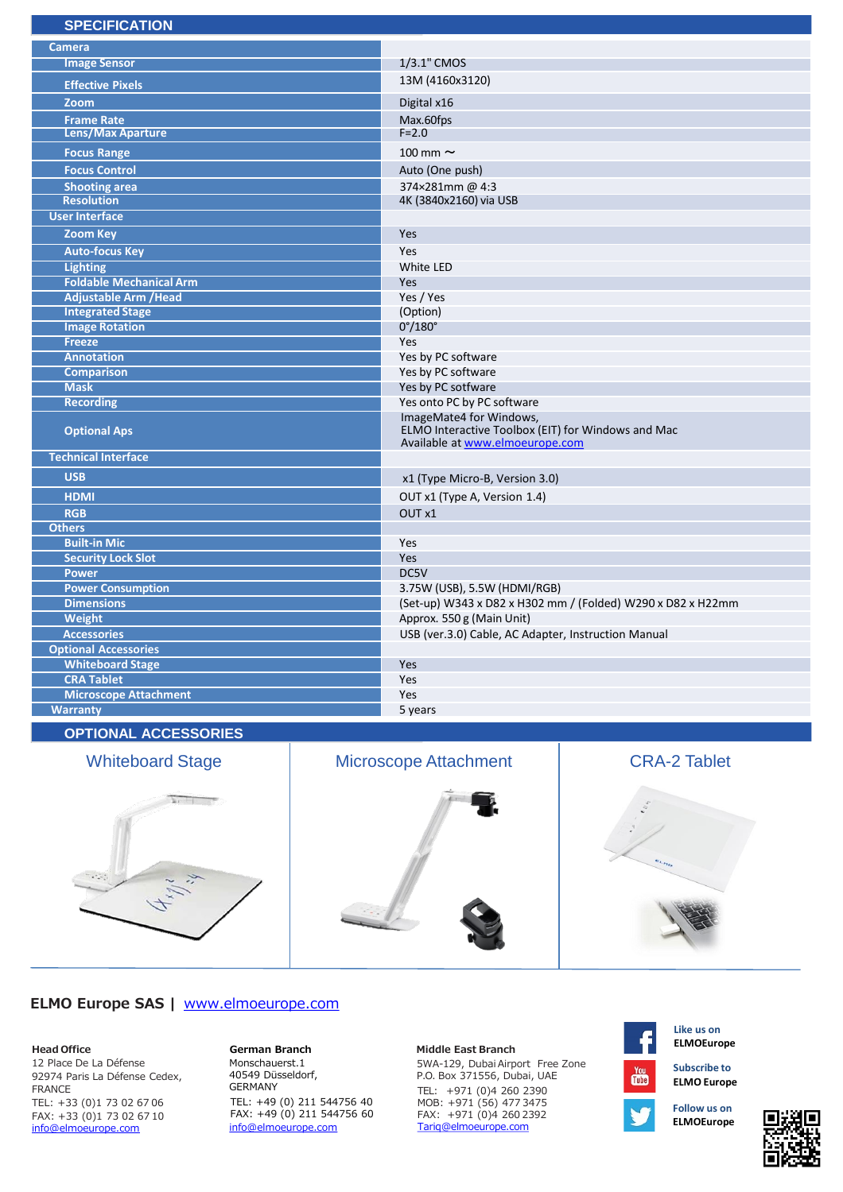## SPECIFICATION

| | |
|---|---|
| **Camera** | |
| Image Sensor | 1/3.1" CMOS |
| Effective Pixels | 13M (4160x3120) |
| Zoom | Digital x16 |
| Frame Rate | Max.60fps |
| Lens/Max Aparture | F=2.0 |
| Focus Range | 100 mm ~ |
| Focus Control | Auto (One push) |
| Shooting area | 374×281mm @ 4:3 |
| Resolution | 4K (3840x2160) via USB |
| **User Interface** | |
| Zoom Key | Yes |
| Auto-focus Key | Yes |
| Lighting | White LED |
| Foldable Mechanical Arm | Yes |
| Adjustable Arm /Head | Yes / Yes |
| Integrated Stage | (Option) |
| Image Rotation | 0°/180° |
| Freeze | Yes |
| Annotation | Yes by PC software |
| Comparison | Yes by PC software |
| Mask | Yes by PC software |
| Recording | Yes onto PC by PC software |
| Optional Aps | ImageMate4 for Windows, ELMO Interactive Toolbox (EIT) for Windows and Mac Available at www.elmoeurope.com |
| **Technical Interface** | |
| USB | x1 (Type Micro-B, Version 3.0) |
| HDMI | OUT x1 (Type A, Version 1.4) |
| RGB | OUT x1 |
| **Others** | |
| Built-in Mic | Yes |
| Security Lock Slot | Yes |
| Power | DC5V |
| Power Consumption | 3.75W (USB), 5.5W (HDMI/RGB) |
| Dimensions | (Set-up) W343 x D82 x H302 mm / (Folded) W290 x D82 x H22mm |
| Weight | Approx. 550 g (Main Unit) |
| Accessories | USB (ver.3.0) Cable, AC Adapter, Instruction Manual |
| **Optional Accessories** | |
| Whiteboard Stage | Yes |
| CRA Tablet | Yes |
| Microscope Attachment | Yes |
| **Warranty** | 5 years |

## OPTIONAL ACCESSORIES

Whiteboard Stage

Microscope Attachment

CRA-2 Tablet

**ELMO Europe SAS |** www.elmoeurope.com

**Head Office**
12 Place De La Défense
92974 Paris La Défense Cedex,
FRANCE
TEL: +33 (0)1 73 02 67 06
FAX: +33 (0)1 73 02 67 10
info@elmoeurope.com

**German Branch**
Monschauerst.1
40549 Düsseldorf,
GERMANY
TEL: +49 (0) 211 544756 40
FAX: +49 (0) 211 544756 60
info@elmoeurope.com

**Middle East Branch**
5WA-129, Dubai Airport Free Zone
P.O. Box 371556, Dubai, UAE
TEL: +971 (0)4 260 2390
MOB: +971 (56) 477 3475
FAX: +971 (0)4 260 2392
Tariq@elmoeurope.com

Like us on **ELMOEurope**

Subscribe to **ELMO Europe**

Follow us on **ELMOEurope**